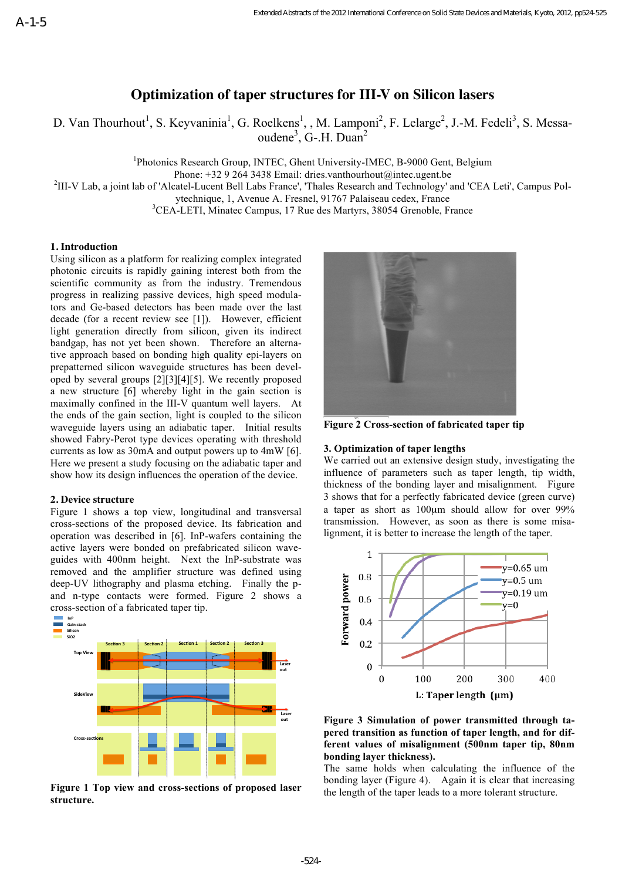A-1-5

# Optimization of taper structures for III-V on Silicon lasers

D. Van Thourhout[1], S. Keyvaninia[1], G. Roelkens[1], , M. Lamponi[2], F. Lelarge[2], J.-M. Fedeli[3], S. Messaoudene[3], G-.H. Duan[2]

[1]Photonics Research Group, INTEC, Ghent University-IMEC, B-9000 Gent, Belgium
Phone: +32 9 264 3438 Email: dries.vanthourhout@intec.ugent.be
[2]III-V Lab, a joint lab of 'Alcatel-Lucent Bell Labs France', 'Thales Research and Technology' and 'CEA Leti', Campus Polytechnique, 1, Avenue A. Fresnel, 91767 Palaiseau cedex, France
[3]CEA-LETI, Minatec Campus, 17 Rue des Martyrs, 38054 Grenoble, France

## 1. Introduction

Using silicon as a platform for realizing complex integrated photonic circuits is rapidly gaining interest both from the scientific community as from the industry. Tremendous progress in realizing passive devices, high speed modulators and Ge-based detectors has been made over the last decade (for a recent review see [1]). However, efficient light generation directly from silicon, given its indirect bandgap, has not yet been shown. Therefore an alternative approach based on bonding high quality epi-layers on prepatterned silicon waveguide structures has been developed by several groups [2][3][4][5]. We recently proposed a new structure [6] whereby light in the gain section is maximally confined in the III-V quantum well layers. At the ends of the gain section, light is coupled to the silicon waveguide layers using an adiabatic taper. Initial results showed Fabry-Perot type devices operating with threshold currents as low as 30mA and output powers up to 4mW [6]. Here we present a study focusing on the adiabatic taper and show how its design influences the operation of the device.

## 2. Device structure

Figure 1 shows a top view, longitudinal and transversal cross-sections of the proposed device. Its fabrication and operation was described in [6]. InP-wafers containing the active layers were bonded on prefabricated silicon waveguides with 400nm height. Next the InP-substrate was removed and the amplifier structure was defined using deep-UV lithography and plasma etching. Finally the p- and n-type contacts were formed. Figure 2 shows a cross-section of a fabricated taper tip.

**Figure 1 Top view and cross-sections of proposed laser structure.**

**Figure 2 Cross-section of fabricated taper tip**

## 3. Optimization of taper lengths

We carried out an extensive design study, investigating the influence of parameters such as taper length, tip width, thickness of the bonding layer and misalignment. Figure 3 shows that for a perfectly fabricated device (green curve) a taper as short as 100µm should allow for over 99% transmission. However, as soon as there is some misalignment, it is better to increase the length of the taper.

**Figure 3 Simulation of power transmitted through tapered transition as function of taper length, and for different values of misalignment (500nm taper tip, 80nm bonding layer thickness).**

The same holds when calculating the influence of the bonding layer (Figure 4). Again it is clear that increasing the length of the taper leads to a more tolerant structure.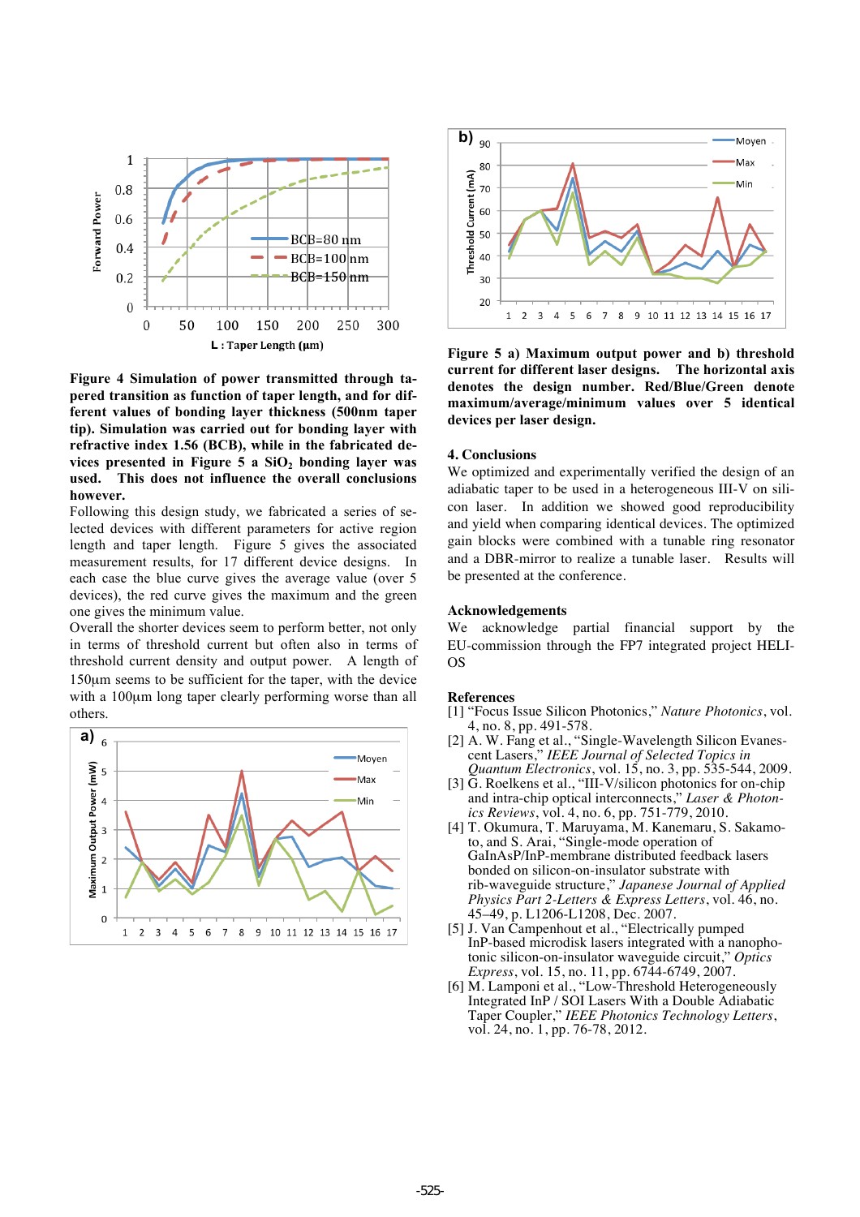1
0.8
0.6
0.4
0.2
0
Forward Power
0 50 100 150 200 250 300
L : Taper Length (μm)
BCB=80 nm
BCB=100 nm
BCB=150 nm

**Figure 4 Simulation of power transmitted through tapered transition as function of taper length, and for different values of bonding layer thickness (500nm taper tip). Simulation was carried out for bonding layer with refractive index 1.56 (BCB), while in the fabricated devices presented in Figure 5 a $SiO_2$ bonding layer was used. This does not influence the overall conclusions however.**

Following this design study, we fabricated a series of selected devices with different parameters for active region length and taper length. Figure 5 gives the associated measurement results, for 17 different device designs. In each case the blue curve gives the average value (over 5 devices), the red curve gives the maximum and the green one gives the minimum value.

Overall the shorter devices seem to perform better, not only in terms of threshold current but often also in terms of threshold current density and output power. A length of 150μm seems to be sufficient for the taper, with the device with a 100μm long taper clearly performing worse than all others.

a)
Maximum Output Power (mW)
6
5
4
3
2
1
0
1 2 3 4 5 6 7 8 9 10 11 12 13 14 15 16 17
Moyen
Max
Min

b)
Threshold Current (mA)
90
80
70
60
50
40
30
20
1 2 3 4 5 6 7 8 9 10 11 12 13 14 15 16 17
Moyen
Max
Min

**Figure 5 a) Maximum output power and b) threshold current for different laser designs. The horizontal axis denotes the design number. Red/Blue/Green denote maximum/average/minimum values over 5 identical devices per laser design.**

## 4. Conclusions

We optimized and experimentally verified the design of an adiabatic taper to be used in a heterogeneous III-V on silicon laser. In addition we showed good reproducibility and yield when comparing identical devices. The optimized gain blocks were combined with a tunable ring resonator and a DBR-mirror to realize a tunable laser. Results will be presented at the conference.

## Acknowledgements

We acknowledge partial financial support by the EU-commission through the FP7 integrated project HELIOS

## References

[1] "Focus Issue Silicon Photonics," *Nature Photonics*, vol. 4, no. 8, pp. 491-578.

[2] A. W. Fang et al., "Single-Wavelength Silicon Evanescent Lasers," *IEEE Journal of Selected Topics in Quantum Electronics*, vol. 15, no. 3, pp. 535-544, 2009.

[3] G. Roelkens et al., "III-V/silicon photonics for on-chip and intra-chip optical interconnects," *Laser & Photonics Reviews*, vol. 4, no. 6, pp. 751-779, 2010.

[4] T. Okumura, T. Maruyama, M. Kanemaru, S. Sakamoto, and S. Arai, "Single-mode operation of GaInAsP/InP-membrane distributed feedback lasers bonded on silicon-on-insulator substrate with rib-waveguide structure," *Japanese Journal of Applied Physics Part 2-Letters & Express Letters*, vol. 46, no. 45–49, p. L1206-L1208, Dec. 2007.

[5] J. Van Campenhout et al., "Electrically pumped InP-based microdisk lasers integrated with a nanophotonic silicon-on-insulator waveguide circuit," *Optics Express*, vol. 15, no. 11, pp. 6744-6749, 2007.

[6] M. Lamponi et al., "Low-Threshold Heterogeneously Integrated InP / SOI Lasers With a Double Adiabatic Taper Coupler," *IEEE Photonics Technology Letters*, vol. 24, no. 1, pp. 76-78, 2012.